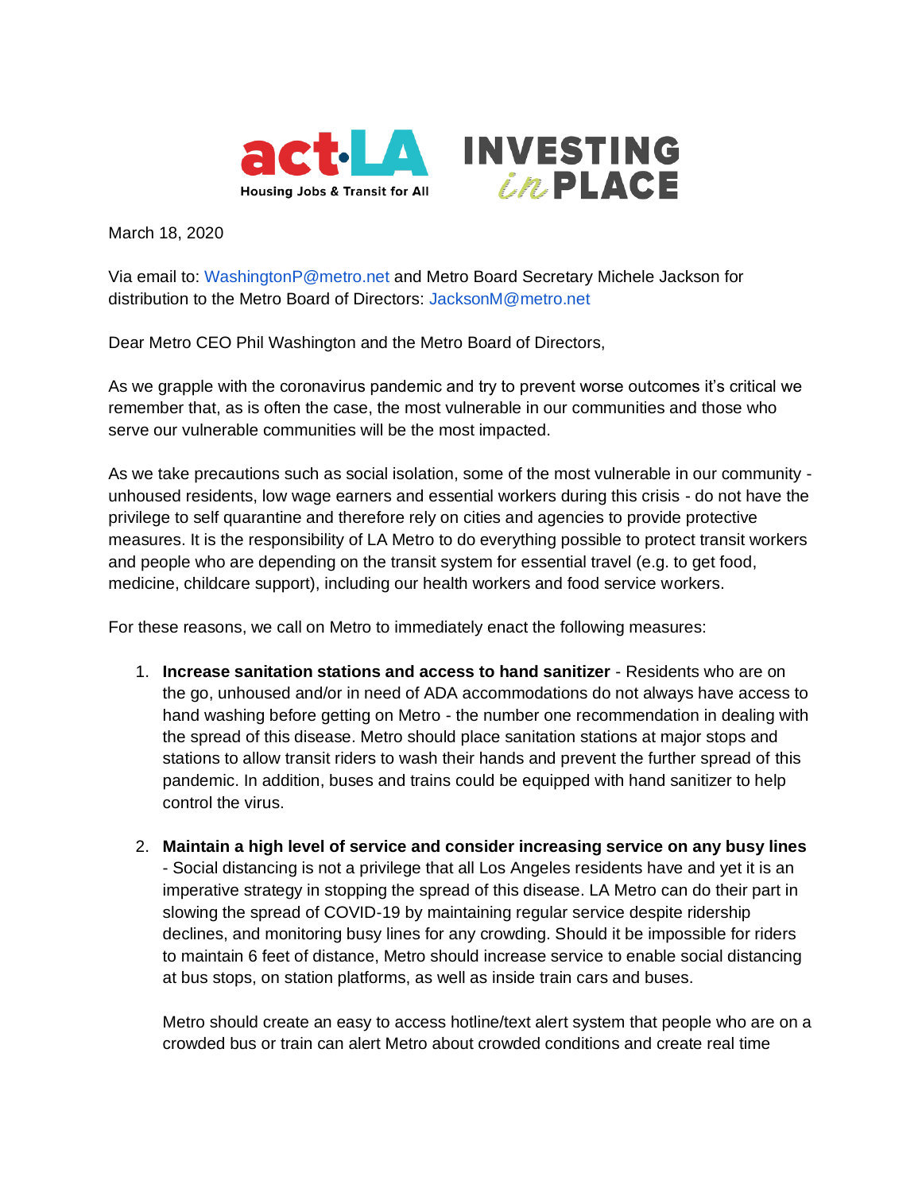act·LA Housing Jobs & Transit for All    INVESTING in PLACE

March 18, 2020

Via email to: WashingtonP@metro.net and Metro Board Secretary Michele Jackson for distribution to the Metro Board of Directors: JacksonM@metro.net

Dear Metro CEO Phil Washington and the Metro Board of Directors,

As we grapple with the coronavirus pandemic and try to prevent worse outcomes it's critical we remember that, as is often the case, the most vulnerable in our communities and those who serve our vulnerable communities will be the most impacted.

As we take precautions such as social isolation, some of the most vulnerable in our community - unhoused residents, low wage earners and essential workers during this crisis - do not have the privilege to self quarantine and therefore rely on cities and agencies to provide protective measures. It is the responsibility of LA Metro to do everything possible to protect transit workers and people who are depending on the transit system for essential travel (e.g. to get food, medicine, childcare support), including our health workers and food service workers.

For these reasons, we call on Metro to immediately enact the following measures:

1. **Increase sanitation stations and access to hand sanitizer** - Residents who are on the go, unhoused and/or in need of ADA accommodations do not always have access to hand washing before getting on Metro - the number one recommendation in dealing with the spread of this disease. Metro should place sanitation stations at major stops and stations to allow transit riders to wash their hands and prevent the further spread of this pandemic. In addition, buses and trains could be equipped with hand sanitizer to help control the virus.

2. **Maintain a high level of service and consider increasing service on any busy lines** - Social distancing is not a privilege that all Los Angeles residents have and yet it is an imperative strategy in stopping the spread of this disease. LA Metro can do their part in slowing the spread of COVID-19 by maintaining regular service despite ridership declines, and monitoring busy lines for any crowding. Should it be impossible for riders to maintain 6 feet of distance, Metro should increase service to enable social distancing at bus stops, on station platforms, as well as inside train cars and buses.

   Metro should create an easy to access hotline/text alert system that people who are on a crowded bus or train can alert Metro about crowded conditions and create real time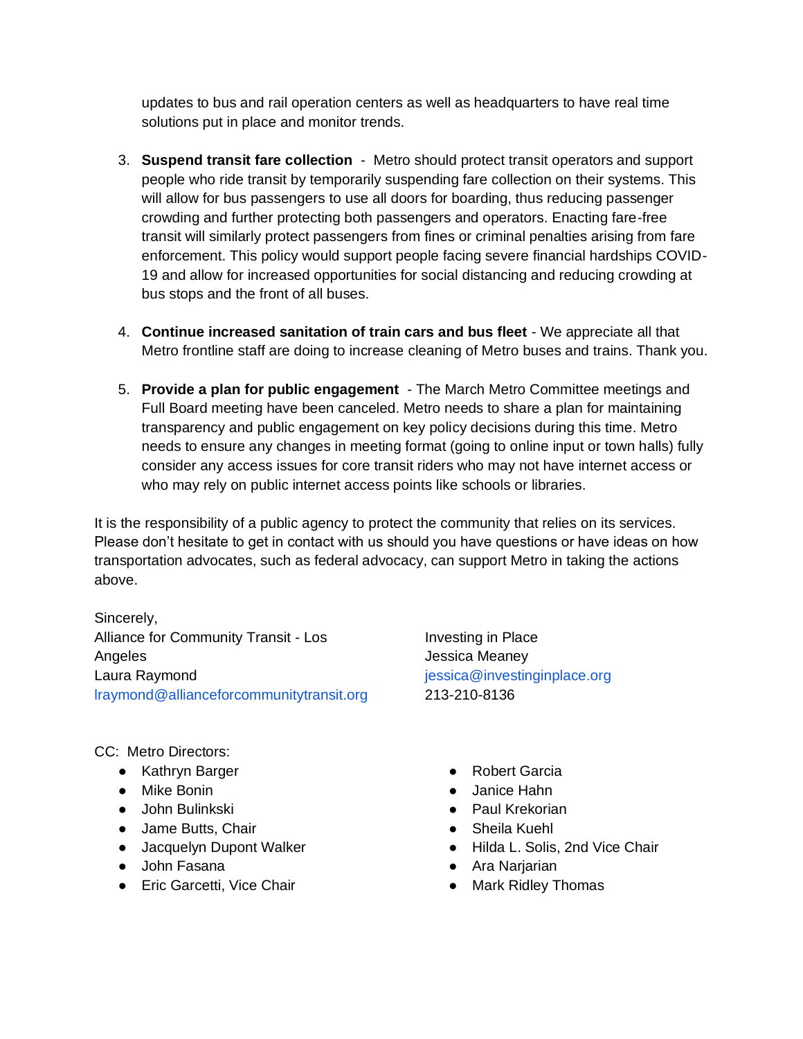updates to bus and rail operation centers as well as headquarters to have real time solutions put in place and monitor trends.

3. **Suspend transit fare collection** - Metro should protect transit operators and support people who ride transit by temporarily suspending fare collection on their systems. This will allow for bus passengers to use all doors for boarding, thus reducing passenger crowding and further protecting both passengers and operators. Enacting fare-free transit will similarly protect passengers from fines or criminal penalties arising from fare enforcement. This policy would support people facing severe financial hardships COVID-19 and allow for increased opportunities for social distancing and reducing crowding at bus stops and the front of all buses.

4. **Continue increased sanitation of train cars and bus fleet** - We appreciate all that Metro frontline staff are doing to increase cleaning of Metro buses and trains. Thank you.

5. **Provide a plan for public engagement** - The March Metro Committee meetings and Full Board meeting have been canceled. Metro needs to share a plan for maintaining transparency and public engagement on key policy decisions during this time. Metro needs to ensure any changes in meeting format (going to online input or town halls) fully consider any access issues for core transit riders who may not have internet access or who may rely on public internet access points like schools or libraries.

It is the responsibility of a public agency to protect the community that relies on its services. Please don't hesitate to get in contact with us should you have questions or have ideas on how transportation advocates, such as federal advocacy, can support Metro in taking the actions above.

Sincerely,

Alliance for Community Transit - Los Angeles
Laura Raymond
lraymond@allianceforcommunitytransit.org

Investing in Place
Jessica Meaney
jessica@investinginplace.org
213-210-8136

CC: Metro Directors:

- Kathryn Barger
- Mike Bonin
- John Bulinkski
- Jame Butts, Chair
- Jacquelyn Dupont Walker
- John Fasana
- Eric Garcetti, Vice Chair
- Robert Garcia
- Janice Hahn
- Paul Krekorian
- Sheila Kuehl
- Hilda L. Solis, 2nd Vice Chair
- Ara Narjarian
- Mark Ridley Thomas